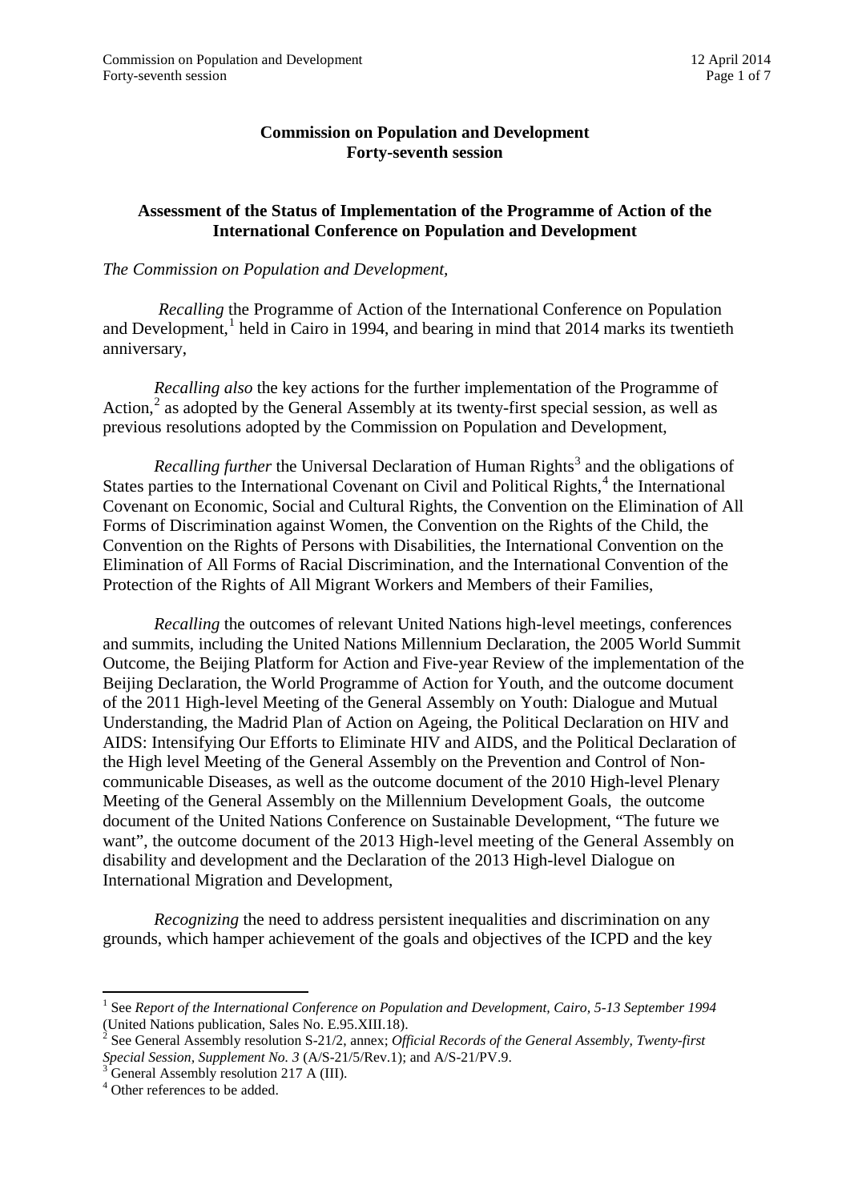**Commission on Population and Development**
**Forty-seventh session**

**Assessment of the Status of Implementation of the Programme of Action of the International Conference on Population and Development**

*The Commission on Population and Development*,

*Recalling* the Programme of Action of the International Conference on Population and Development,[1] held in Cairo in 1994, and bearing in mind that 2014 marks its twentieth anniversary,

*Recalling also* the key actions for the further implementation of the Programme of Action,[2] as adopted by the General Assembly at its twenty-first special session, as well as previous resolutions adopted by the Commission on Population and Development,

*Recalling further* the Universal Declaration of Human Rights[3] and the obligations of States parties to the International Covenant on Civil and Political Rights,[4] the International Covenant on Economic, Social and Cultural Rights, the Convention on the Elimination of All Forms of Discrimination against Women, the Convention on the Rights of the Child, the Convention on the Rights of Persons with Disabilities, the International Convention on the Elimination of All Forms of Racial Discrimination, and the International Convention of the Protection of the Rights of All Migrant Workers and Members of their Families,

*Recalling* the outcomes of relevant United Nations high-level meetings, conferences and summits, including the United Nations Millennium Declaration, the 2005 World Summit Outcome, the Beijing Platform for Action and Five-year Review of the implementation of the Beijing Declaration, the World Programme of Action for Youth, and the outcome document of the 2011 High-level Meeting of the General Assembly on Youth: Dialogue and Mutual Understanding, the Madrid Plan of Action on Ageing, the Political Declaration on HIV and AIDS: Intensifying Our Efforts to Eliminate HIV and AIDS, and the Political Declaration of the High level Meeting of the General Assembly on the Prevention and Control of Non-communicable Diseases, as well as the outcome document of the 2010 High-level Plenary Meeting of the General Assembly on the Millennium Development Goals, the outcome document of the United Nations Conference on Sustainable Development, "The future we want", the outcome document of the 2013 High-level meeting of the General Assembly on disability and development and the Declaration of the 2013 High-level Dialogue on International Migration and Development,

*Recognizing* the need to address persistent inequalities and discrimination on any grounds, which hamper achievement of the goals and objectives of the ICPD and the key

---

[1] See *Report of the International Conference on Population and Development, Cairo, 5-13 September 1994* (United Nations publication, Sales No. E.95.XIII.18).

[2] See General Assembly resolution S-21/2, annex; *Official Records of the General Assembly, Twenty-first Special Session, Supplement No. 3* (A/S-21/5/Rev.1); and A/S-21/PV.9.

[3] General Assembly resolution 217 A (III).

[4] Other references to be added.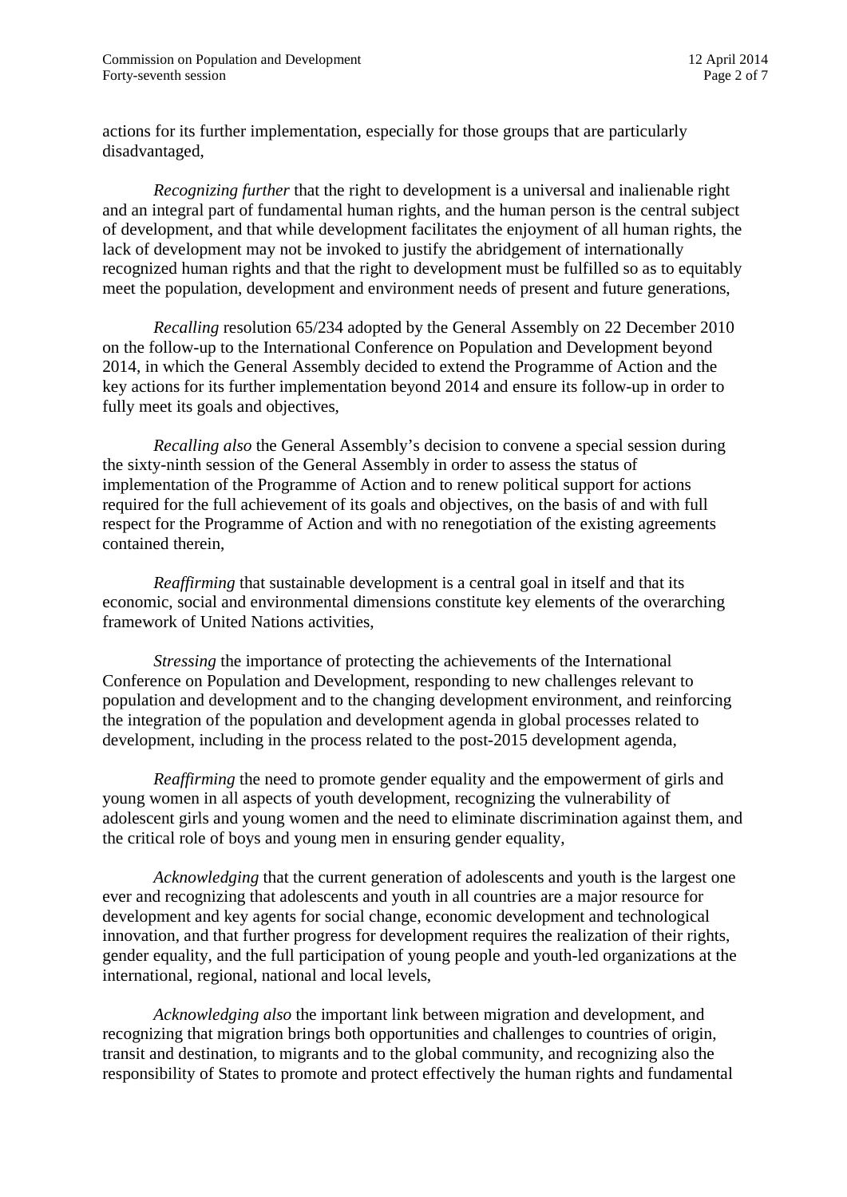actions for its further implementation, especially for those groups that are particularly disadvantaged,

*Recognizing further* that the right to development is a universal and inalienable right and an integral part of fundamental human rights, and the human person is the central subject of development, and that while development facilitates the enjoyment of all human rights, the lack of development may not be invoked to justify the abridgement of internationally recognized human rights and that the right to development must be fulfilled so as to equitably meet the population, development and environment needs of present and future generations,

*Recalling* resolution 65/234 adopted by the General Assembly on 22 December 2010 on the follow-up to the International Conference on Population and Development beyond 2014, in which the General Assembly decided to extend the Programme of Action and the key actions for its further implementation beyond 2014 and ensure its follow-up in order to fully meet its goals and objectives,

*Recalling also* the General Assembly's decision to convene a special session during the sixty-ninth session of the General Assembly in order to assess the status of implementation of the Programme of Action and to renew political support for actions required for the full achievement of its goals and objectives, on the basis of and with full respect for the Programme of Action and with no renegotiation of the existing agreements contained therein,

*Reaffirming* that sustainable development is a central goal in itself and that its economic, social and environmental dimensions constitute key elements of the overarching framework of United Nations activities,

*Stressing* the importance of protecting the achievements of the International Conference on Population and Development, responding to new challenges relevant to population and development and to the changing development environment, and reinforcing the integration of the population and development agenda in global processes related to development, including in the process related to the post-2015 development agenda,

*Reaffirming* the need to promote gender equality and the empowerment of girls and young women in all aspects of youth development, recognizing the vulnerability of adolescent girls and young women and the need to eliminate discrimination against them, and the critical role of boys and young men in ensuring gender equality,

*Acknowledging* that the current generation of adolescents and youth is the largest one ever and recognizing that adolescents and youth in all countries are a major resource for development and key agents for social change, economic development and technological innovation, and that further progress for development requires the realization of their rights, gender equality, and the full participation of young people and youth-led organizations at the international, regional, national and local levels,

*Acknowledging also* the important link between migration and development, and recognizing that migration brings both opportunities and challenges to countries of origin, transit and destination, to migrants and to the global community, and recognizing also the responsibility of States to promote and protect effectively the human rights and fundamental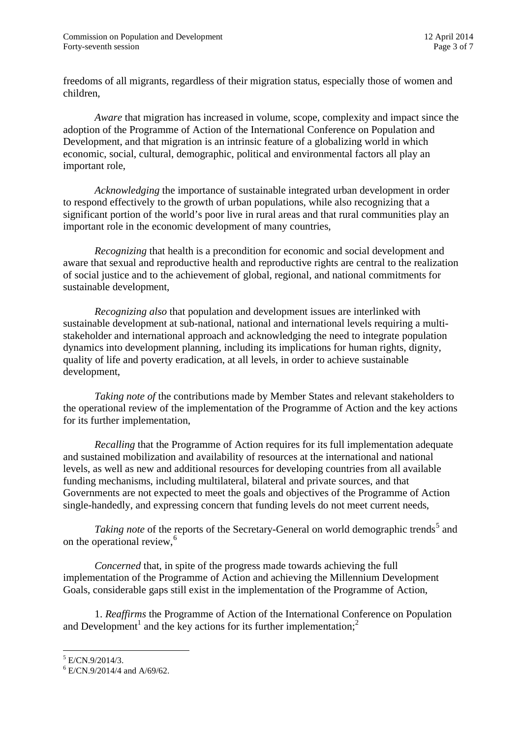freedoms of all migrants, regardless of their migration status, especially those of women and children,

*Aware* that migration has increased in volume, scope, complexity and impact since the adoption of the Programme of Action of the International Conference on Population and Development, and that migration is an intrinsic feature of a globalizing world in which economic, social, cultural, demographic, political and environmental factors all play an important role,

*Acknowledging* the importance of sustainable integrated urban development in order to respond effectively to the growth of urban populations, while also recognizing that a significant portion of the world's poor live in rural areas and that rural communities play an important role in the economic development of many countries,

*Recognizing* that health is a precondition for economic and social development and aware that sexual and reproductive health and reproductive rights are central to the realization of social justice and to the achievement of global, regional, and national commitments for sustainable development,

*Recognizing also* that population and development issues are interlinked with sustainable development at sub-national, national and international levels requiring a multi-stakeholder and international approach and acknowledging the need to integrate population dynamics into development planning, including its implications for human rights, dignity, quality of life and poverty eradication, at all levels, in order to achieve sustainable development,

*Taking note of* the contributions made by Member States and relevant stakeholders to the operational review of the implementation of the Programme of Action and the key actions for its further implementation,

*Recalling* that the Programme of Action requires for its full implementation adequate and sustained mobilization and availability of resources at the international and national levels, as well as new and additional resources for developing countries from all available funding mechanisms, including multilateral, bilateral and private sources, and that Governments are not expected to meet the goals and objectives of the Programme of Action single-handedly, and expressing concern that funding levels do not meet current needs,

*Taking note* of the reports of the Secretary-General on world demographic trends[5] and on the operational review,[6]

*Concerned* that, in spite of the progress made towards achieving the full implementation of the Programme of Action and achieving the Millennium Development Goals, considerable gaps still exist in the implementation of the Programme of Action,

1. *Reaffirms* the Programme of Action of the International Conference on Population and Development[1] and the key actions for its further implementation;[2]

---

[5] E/CN.9/2014/3.

[6] E/CN.9/2014/4 and A/69/62.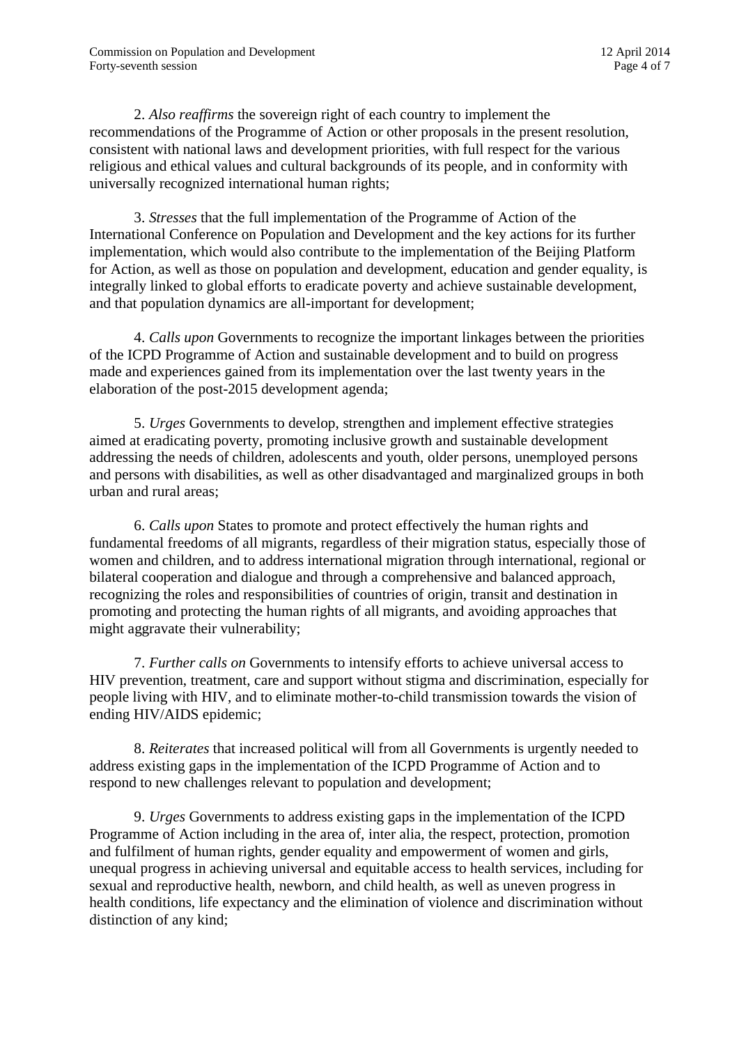2. *Also reaffirms* the sovereign right of each country to implement the recommendations of the Programme of Action or other proposals in the present resolution, consistent with national laws and development priorities, with full respect for the various religious and ethical values and cultural backgrounds of its people, and in conformity with universally recognized international human rights;

3. *Stresses* that the full implementation of the Programme of Action of the International Conference on Population and Development and the key actions for its further implementation, which would also contribute to the implementation of the Beijing Platform for Action, as well as those on population and development, education and gender equality, is integrally linked to global efforts to eradicate poverty and achieve sustainable development, and that population dynamics are all-important for development;

4. *Calls upon* Governments to recognize the important linkages between the priorities of the ICPD Programme of Action and sustainable development and to build on progress made and experiences gained from its implementation over the last twenty years in the elaboration of the post-2015 development agenda;

5. *Urges* Governments to develop, strengthen and implement effective strategies aimed at eradicating poverty, promoting inclusive growth and sustainable development addressing the needs of children, adolescents and youth, older persons, unemployed persons and persons with disabilities, as well as other disadvantaged and marginalized groups in both urban and rural areas;

6. *Calls upon* States to promote and protect effectively the human rights and fundamental freedoms of all migrants, regardless of their migration status, especially those of women and children, and to address international migration through international, regional or bilateral cooperation and dialogue and through a comprehensive and balanced approach, recognizing the roles and responsibilities of countries of origin, transit and destination in promoting and protecting the human rights of all migrants, and avoiding approaches that might aggravate their vulnerability;

7. *Further calls on* Governments to intensify efforts to achieve universal access to HIV prevention, treatment, care and support without stigma and discrimination, especially for people living with HIV, and to eliminate mother-to-child transmission towards the vision of ending HIV/AIDS epidemic;

8. *Reiterates* that increased political will from all Governments is urgently needed to address existing gaps in the implementation of the ICPD Programme of Action and to respond to new challenges relevant to population and development;

9. *Urges* Governments to address existing gaps in the implementation of the ICPD Programme of Action including in the area of, inter alia, the respect, protection, promotion and fulfilment of human rights, gender equality and empowerment of women and girls, unequal progress in achieving universal and equitable access to health services, including for sexual and reproductive health, newborn, and child health, as well as uneven progress in health conditions, life expectancy and the elimination of violence and discrimination without distinction of any kind;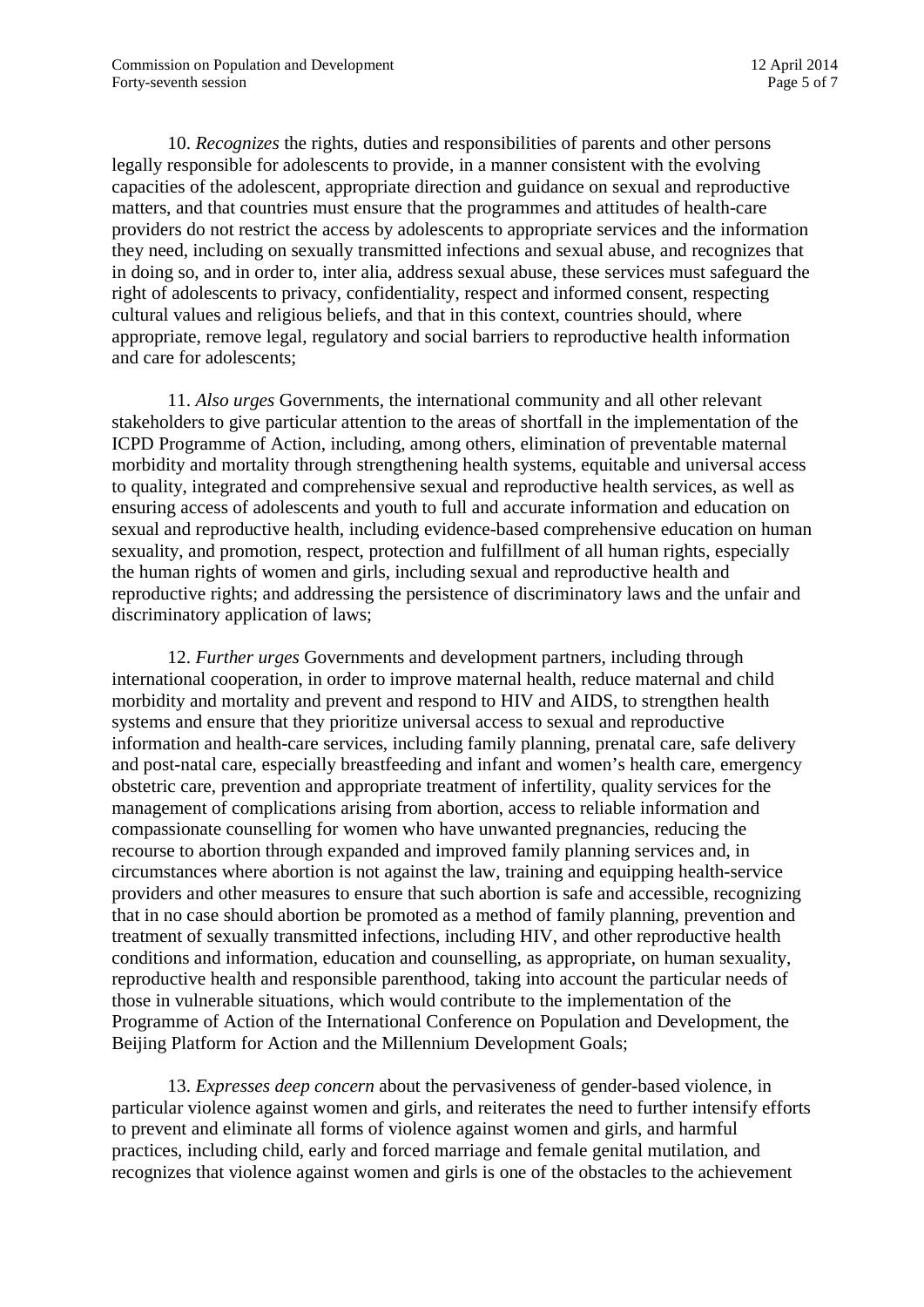10. *Recognizes* the rights, duties and responsibilities of parents and other persons legally responsible for adolescents to provide, in a manner consistent with the evolving capacities of the adolescent, appropriate direction and guidance on sexual and reproductive matters, and that countries must ensure that the programmes and attitudes of health-care providers do not restrict the access by adolescents to appropriate services and the information they need, including on sexually transmitted infections and sexual abuse, and recognizes that in doing so, and in order to, inter alia, address sexual abuse, these services must safeguard the right of adolescents to privacy, confidentiality, respect and informed consent, respecting cultural values and religious beliefs, and that in this context, countries should, where appropriate, remove legal, regulatory and social barriers to reproductive health information and care for adolescents;

11. *Also urges* Governments, the international community and all other relevant stakeholders to give particular attention to the areas of shortfall in the implementation of the ICPD Programme of Action, including, among others, elimination of preventable maternal morbidity and mortality through strengthening health systems, equitable and universal access to quality, integrated and comprehensive sexual and reproductive health services, as well as ensuring access of adolescents and youth to full and accurate information and education on sexual and reproductive health, including evidence-based comprehensive education on human sexuality, and promotion, respect, protection and fulfillment of all human rights, especially the human rights of women and girls, including sexual and reproductive health and reproductive rights; and addressing the persistence of discriminatory laws and the unfair and discriminatory application of laws;

12. *Further urges* Governments and development partners, including through international cooperation, in order to improve maternal health, reduce maternal and child morbidity and mortality and prevent and respond to HIV and AIDS, to strengthen health systems and ensure that they prioritize universal access to sexual and reproductive information and health-care services, including family planning, prenatal care, safe delivery and post-natal care, especially breastfeeding and infant and women's health care, emergency obstetric care, prevention and appropriate treatment of infertility, quality services for the management of complications arising from abortion, access to reliable information and compassionate counselling for women who have unwanted pregnancies, reducing the recourse to abortion through expanded and improved family planning services and, in circumstances where abortion is not against the law, training and equipping health-service providers and other measures to ensure that such abortion is safe and accessible, recognizing that in no case should abortion be promoted as a method of family planning, prevention and treatment of sexually transmitted infections, including HIV, and other reproductive health conditions and information, education and counselling, as appropriate, on human sexuality, reproductive health and responsible parenthood, taking into account the particular needs of those in vulnerable situations, which would contribute to the implementation of the Programme of Action of the International Conference on Population and Development, the Beijing Platform for Action and the Millennium Development Goals;

13. *Expresses deep concern* about the pervasiveness of gender-based violence, in particular violence against women and girls, and reiterates the need to further intensify efforts to prevent and eliminate all forms of violence against women and girls, and harmful practices, including child, early and forced marriage and female genital mutilation, and recognizes that violence against women and girls is one of the obstacles to the achievement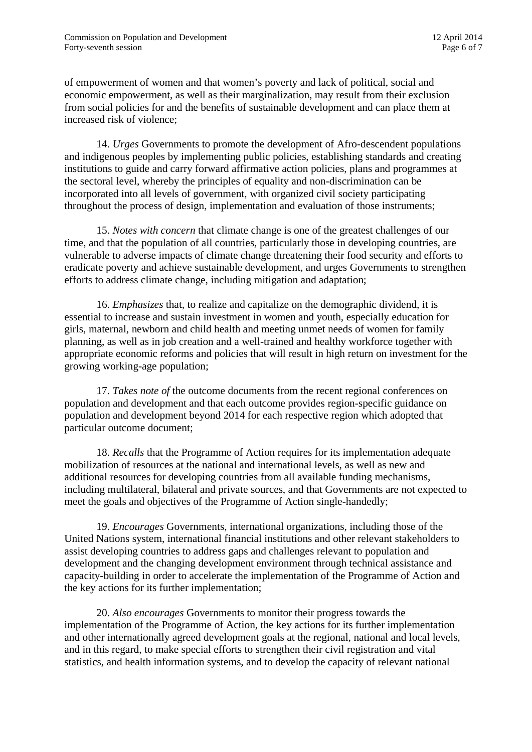of empowerment of women and that women's poverty and lack of political, social and economic empowerment, as well as their marginalization, may result from their exclusion from social policies for and the benefits of sustainable development and can place them at increased risk of violence;

14. *Urges* Governments to promote the development of Afro-descendent populations and indigenous peoples by implementing public policies, establishing standards and creating institutions to guide and carry forward affirmative action policies, plans and programmes at the sectoral level, whereby the principles of equality and non-discrimination can be incorporated into all levels of government, with organized civil society participating throughout the process of design, implementation and evaluation of those instruments;

15. *Notes with concern* that climate change is one of the greatest challenges of our time, and that the population of all countries, particularly those in developing countries, are vulnerable to adverse impacts of climate change threatening their food security and efforts to eradicate poverty and achieve sustainable development, and urges Governments to strengthen efforts to address climate change, including mitigation and adaptation;

16. *Emphasizes* that, to realize and capitalize on the demographic dividend, it is essential to increase and sustain investment in women and youth, especially education for girls, maternal, newborn and child health and meeting unmet needs of women for family planning, as well as in job creation and a well-trained and healthy workforce together with appropriate economic reforms and policies that will result in high return on investment for the growing working-age population;

17. *Takes note of* the outcome documents from the recent regional conferences on population and development and that each outcome provides region-specific guidance on population and development beyond 2014 for each respective region which adopted that particular outcome document;

18. *Recalls* that the Programme of Action requires for its implementation adequate mobilization of resources at the national and international levels, as well as new and additional resources for developing countries from all available funding mechanisms, including multilateral, bilateral and private sources, and that Governments are not expected to meet the goals and objectives of the Programme of Action single-handedly;

19. *Encourages* Governments, international organizations, including those of the United Nations system, international financial institutions and other relevant stakeholders to assist developing countries to address gaps and challenges relevant to population and development and the changing development environment through technical assistance and capacity-building in order to accelerate the implementation of the Programme of Action and the key actions for its further implementation;

20. *Also encourages* Governments to monitor their progress towards the implementation of the Programme of Action, the key actions for its further implementation and other internationally agreed development goals at the regional, national and local levels, and in this regard, to make special efforts to strengthen their civil registration and vital statistics, and health information systems, and to develop the capacity of relevant national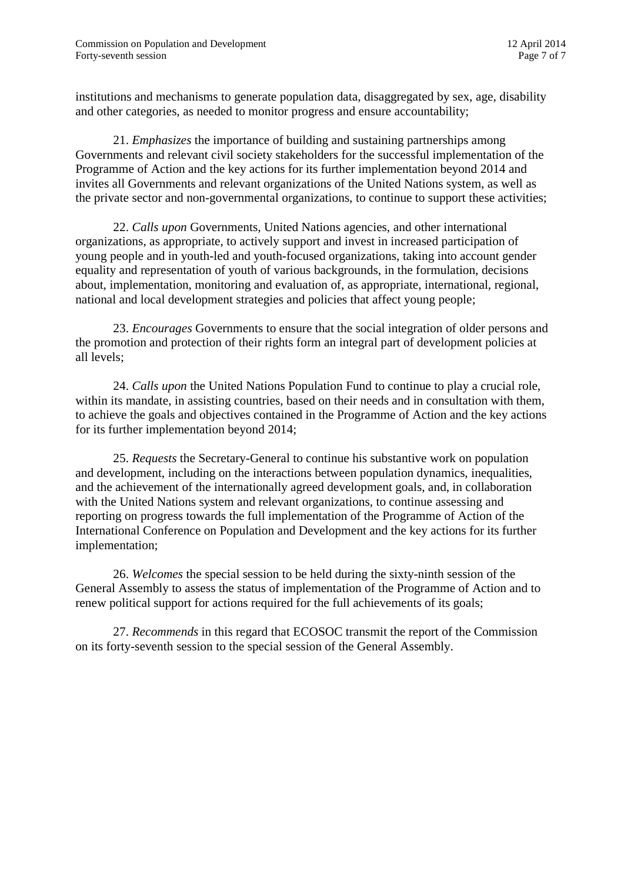institutions and mechanisms to generate population data, disaggregated by sex, age, disability and other categories, as needed to monitor progress and ensure accountability;

21. *Emphasizes* the importance of building and sustaining partnerships among Governments and relevant civil society stakeholders for the successful implementation of the Programme of Action and the key actions for its further implementation beyond 2014 and invites all Governments and relevant organizations of the United Nations system, as well as the private sector and non-governmental organizations, to continue to support these activities;

22. *Calls upon* Governments, United Nations agencies, and other international organizations, as appropriate, to actively support and invest in increased participation of young people and in youth-led and youth-focused organizations, taking into account gender equality and representation of youth of various backgrounds, in the formulation, decisions about, implementation, monitoring and evaluation of, as appropriate, international, regional, national and local development strategies and policies that affect young people;

23. *Encourages* Governments to ensure that the social integration of older persons and the promotion and protection of their rights form an integral part of development policies at all levels;

24. *Calls upon* the United Nations Population Fund to continue to play a crucial role, within its mandate, in assisting countries, based on their needs and in consultation with them, to achieve the goals and objectives contained in the Programme of Action and the key actions for its further implementation beyond 2014;

25. *Requests* the Secretary-General to continue his substantive work on population and development, including on the interactions between population dynamics, inequalities, and the achievement of the internationally agreed development goals, and, in collaboration with the United Nations system and relevant organizations, to continue assessing and reporting on progress towards the full implementation of the Programme of Action of the International Conference on Population and Development and the key actions for its further implementation;

26. *Welcomes* the special session to be held during the sixty-ninth session of the General Assembly to assess the status of implementation of the Programme of Action and to renew political support for actions required for the full achievements of its goals;

27. *Recommends* in this regard that ECOSOC transmit the report of the Commission on its forty-seventh session to the special session of the General Assembly.